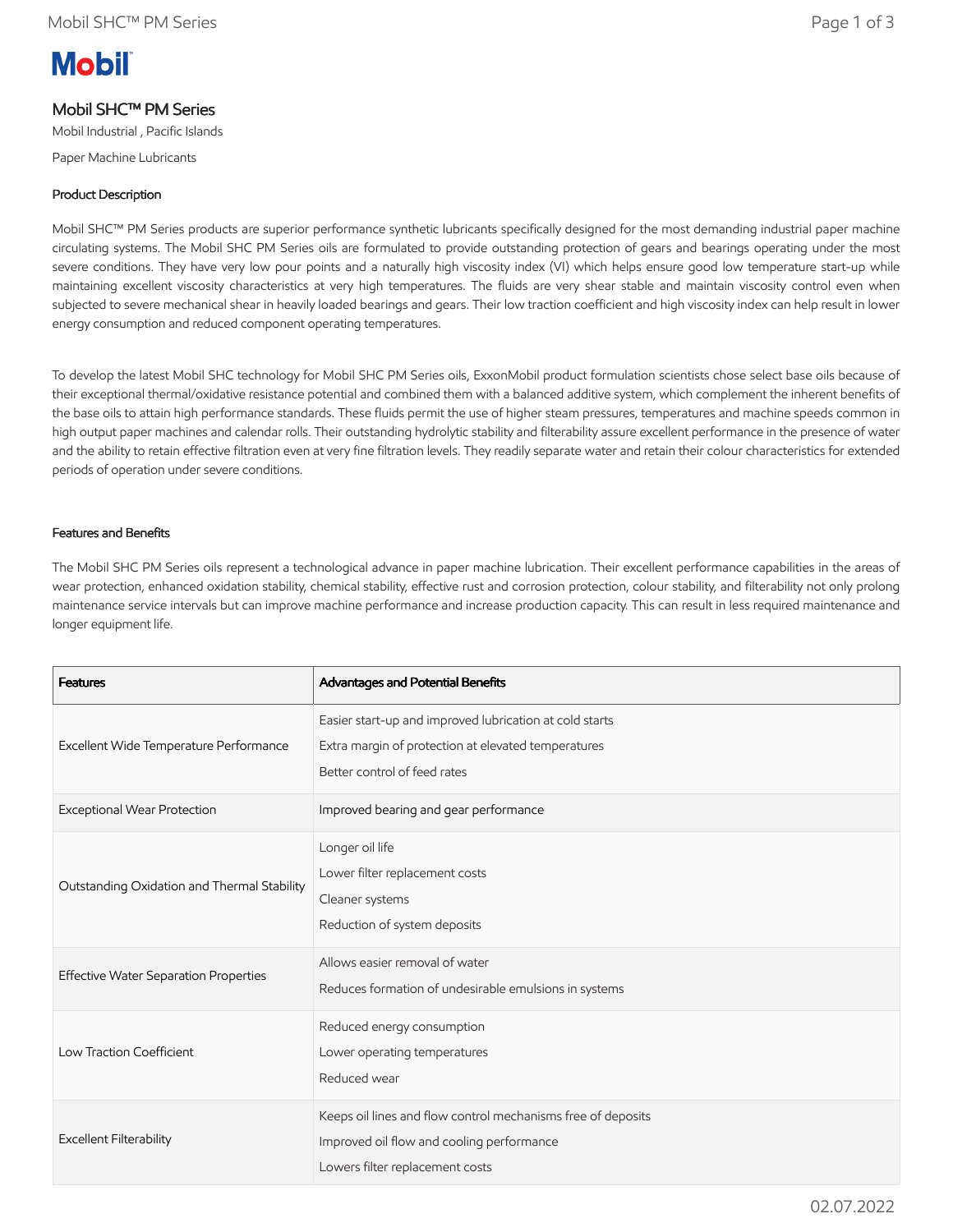# Mobil SHC™ PM Series

Mobil Industrial , Pacific Islands

Paper Machine Lubricants

## Product Description

Mobil SHC™ PM Series products are superior performance synthetic lubricants specifically designed for the most demanding industrial paper machine circulating systems. The Mobil SHC PM Series oils are formulated to provide outstanding protection of gears and bearings operating under the most severe conditions. They have very low pour points and a naturally high viscosity index (VI) which helps ensure good low temperature start-up while maintaining excellent viscosity characteristics at very high temperatures. The fluids are very shear stable and maintain viscosity control even when subjected to severe mechanical shear in heavily loaded bearings and gears. Their low traction coefficient and high viscosity index can help result in lower energy consumption and reduced component operating temperatures.

To develop the latest Mobil SHC technology for Mobil SHC PM Series oils, ExxonMobil product formulation scientists chose select base oils because of their exceptional thermal/oxidative resistance potential and combined them with a balanced additive system, which complement the inherent benefits of the base oils to attain high performance standards. These fluids permit the use of higher steam pressures, temperatures and machine speeds common in high output paper machines and calendar rolls. Their outstanding hydrolytic stability and filterability assure excellent performance in the presence of water and the ability to retain effective filtration even at very fine filtration levels. They readily separate water and retain their colour characteristics for extended periods of operation under severe conditions.

## Features and Benefits

The Mobil SHC PM Series oils represent a technological advance in paper machine lubrication. Their excellent performance capabilities in the areas of wear protection, enhanced oxidation stability, chemical stability, effective rust and corrosion protection, colour stability, and filterability not only prolong maintenance service intervals but can improve machine performance and increase production capacity. This can result in less required maintenance and longer equipment life.

| Features | Advantages and Potential Benefits |
|---|---|
| Excellent Wide Temperature Performance | Easier start-up and improved lubrication at cold starts<br>Extra margin of protection at elevated temperatures<br>Better control of feed rates |
| Exceptional Wear Protection | Improved bearing and gear performance |
| Outstanding Oxidation and Thermal Stability | Longer oil life<br>Lower filter replacement costs<br>Cleaner systems<br>Reduction of system deposits |
| Effective Water Separation Properties | Allows easier removal of water<br>Reduces formation of undesirable emulsions in systems |
| Low Traction Coefficient | Reduced energy consumption<br>Lower operating temperatures<br>Reduced wear |
| Excellent Filterability | Keeps oil lines and flow control mechanisms free of deposits<br>Improved oil flow and cooling performance<br>Lowers filter replacement costs |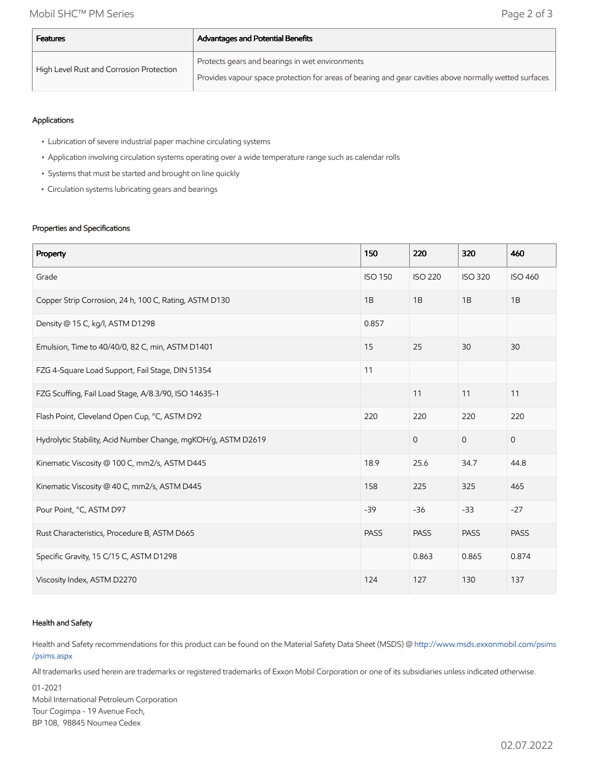| Features | Advantages and Potential Benefits |
| --- | --- |
| High Level Rust and Corrosion Protection | Protects gears and bearings in wet environments<br>Provides vapour space protection for areas of bearing and gear cavities above normally wetted surfaces |

### Applications

- Lubrication of severe industrial paper machine circulating systems
- Application involving circulation systems operating over a wide temperature range such as calendar rolls
- Systems that must be started and brought on line quickly
- Circulation systems lubricating gears and bearings

### Properties and Specifications

| Property | 150 | 220 | 320 | 460 |
| --- | --- | --- | --- | --- |
| Grade | ISO 150 | ISO 220 | ISO 320 | ISO 460 |
| Copper Strip Corrosion, 24 h, 100 C, Rating, ASTM D130 | 1B | 1B | 1B | 1B |
| Density @ 15 C, kg/l, ASTM D1298 | 0.857 | | | |
| Emulsion, Time to 40/40/0, 82 C, min, ASTM D1401 | 15 | 25 | 30 | 30 |
| FZG 4-Square Load Support, Fail Stage, DIN 51354 | 11 | | | |
| FZG Scuffing, Fail Load Stage, A/8.3/90, ISO 14635-1 | | 11 | 11 | 11 |
| Flash Point, Cleveland Open Cup, °C, ASTM D92 | 220 | 220 | 220 | 220 |
| Hydrolytic Stability, Acid Number Change, mgKOH/g, ASTM D2619 | | 0 | 0 | 0 |
| Kinematic Viscosity @ 100 C, mm2/s, ASTM D445 | 18.9 | 25.6 | 34.7 | 44.8 |
| Kinematic Viscosity @ 40 C, mm2/s, ASTM D445 | 158 | 225 | 325 | 465 |
| Pour Point, °C, ASTM D97 | -39 | -36 | -33 | -27 |
| Rust Characteristics, Procedure B, ASTM D665 | PASS | PASS | PASS | PASS |
| Specific Gravity, 15 C/15 C, ASTM D1298 | | 0.863 | 0.865 | 0.874 |
| Viscosity Index, ASTM D2270 | 124 | 127 | 130 | 137 |

### Health and Safety

Health and Safety recommendations for this product can be found on the Material Safety Data Sheet (MSDS) @ http://www.msds.exxonmobil.com/psims/psims.aspx

All trademarks used herein are trademarks or registered trademarks of Exxon Mobil Corporation or one of its subsidiaries unless indicated otherwise.

01-2021
Mobil International Petroleum Corporation
Tour Cogimpa - 19 Avenue Foch,
BP 108, 98845 Noumea Cedex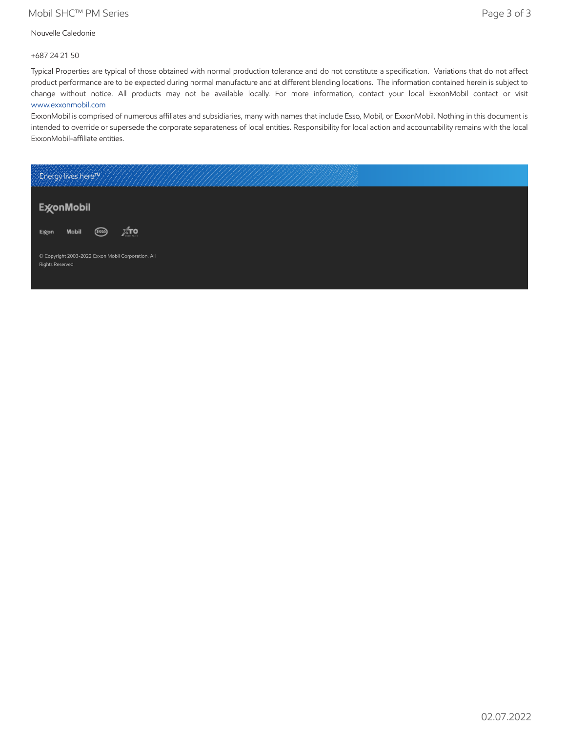Nouvelle Caledonie

+687 24 21 50

Typical Properties are typical of those obtained with normal production tolerance and do not constitute a specification. Variations that do not affect product performance are to be expected during normal manufacture and at different blending locations. The information contained herein is subject to change without notice. All products may not be available locally. For more information, contact your local ExxonMobil contact or visit www.exxonmobil.com

ExxonMobil is comprised of numerous affiliates and subsidiaries, many with names that include Esso, Mobil, or ExxonMobil. Nothing in this document is intended to override or supersede the corporate separateness of local entities. Responsibility for local action and accountability remains with the local ExxonMobil-affiliate entities.

Energy lives here™

ExxonMobil

Exxon Mobil Esso XTO

© Copyright 2003-2022 Exxon Mobil Corporation. All Rights Reserved

02.07.2022